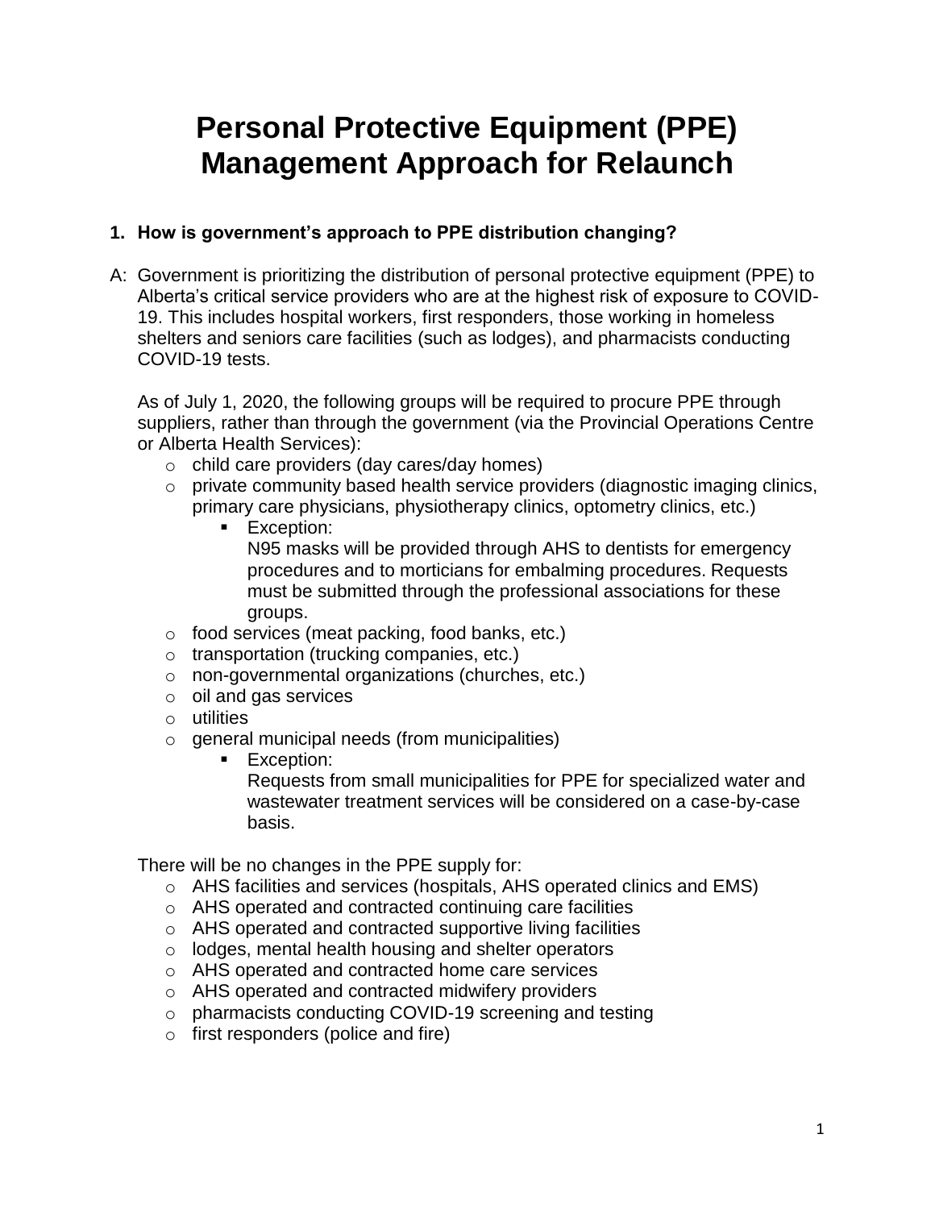# Personal Protective Equipment (PPE) Management Approach for Relaunch

**1. How is government's approach to PPE distribution changing?**

A: Government is prioritizing the distribution of personal protective equipment (PPE) to Alberta's critical service providers who are at the highest risk of exposure to COVID-19. This includes hospital workers, first responders, those working in homeless shelters and seniors care facilities (such as lodges), and pharmacists conducting COVID-19 tests.

As of July 1, 2020, the following groups will be required to procure PPE through suppliers, rather than through the government (via the Provincial Operations Centre or Alberta Health Services):

- child care providers (day cares/day homes)
- private community based health service providers (diagnostic imaging clinics, primary care physicians, physiotherapy clinics, optometry clinics, etc.)
  - Exception:
    N95 masks will be provided through AHS to dentists for emergency procedures and to morticians for embalming procedures. Requests must be submitted through the professional associations for these groups.
- food services (meat packing, food banks, etc.)
- transportation (trucking companies, etc.)
- non-governmental organizations (churches, etc.)
- oil and gas services
- utilities
- general municipal needs (from municipalities)
  - Exception:
    Requests from small municipalities for PPE for specialized water and wastewater treatment services will be considered on a case-by-case basis.

There will be no changes in the PPE supply for:

- AHS facilities and services (hospitals, AHS operated clinics and EMS)
- AHS operated and contracted continuing care facilities
- AHS operated and contracted supportive living facilities
- lodges, mental health housing and shelter operators
- AHS operated and contracted home care services
- AHS operated and contracted midwifery providers
- pharmacists conducting COVID-19 screening and testing
- first responders (police and fire)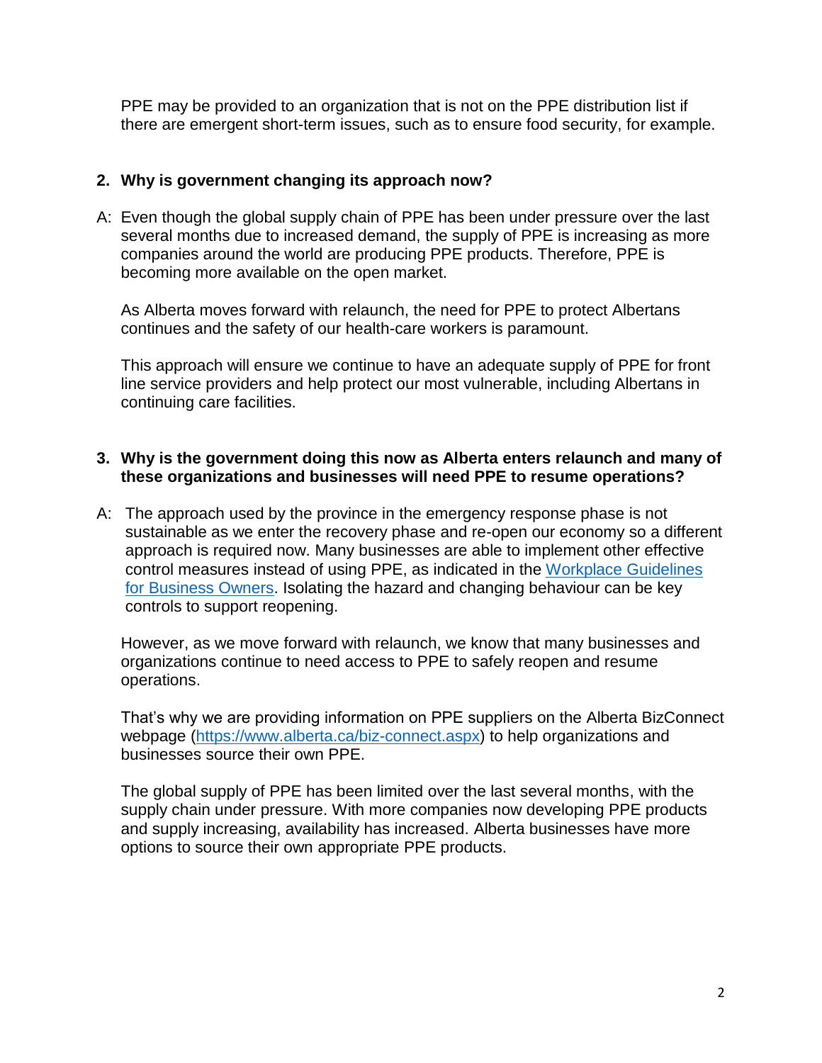PPE may be provided to an organization that is not on the PPE distribution list if there are emergent short-term issues, such as to ensure food security, for example.

**2. Why is government changing its approach now?**

A: Even though the global supply chain of PPE has been under pressure over the last several months due to increased demand, the supply of PPE is increasing as more companies around the world are producing PPE products. Therefore, PPE is becoming more available on the open market.

As Alberta moves forward with relaunch, the need for PPE to protect Albertans continues and the safety of our health-care workers is paramount.

This approach will ensure we continue to have an adequate supply of PPE for front line service providers and help protect our most vulnerable, including Albertans in continuing care facilities.

**3. Why is the government doing this now as Alberta enters relaunch and many of these organizations and businesses will need PPE to resume operations?**

A: The approach used by the province in the emergency response phase is not sustainable as we enter the recovery phase and re-open our economy so a different approach is required now. Many businesses are able to implement other effective control measures instead of using PPE, as indicated in the [Workplace Guidelines for Business Owners](). Isolating the hazard and changing behaviour can be key controls to support reopening.

However, as we move forward with relaunch, we know that many businesses and organizations continue to need access to PPE to safely reopen and resume operations.

That's why we are providing information on PPE suppliers on the Alberta BizConnect webpage (https://www.alberta.ca/biz-connect.aspx) to help organizations and businesses source their own PPE.

The global supply of PPE has been limited over the last several months, with the supply chain under pressure. With more companies now developing PPE products and supply increasing, availability has increased. Alberta businesses have more options to source their own appropriate PPE products.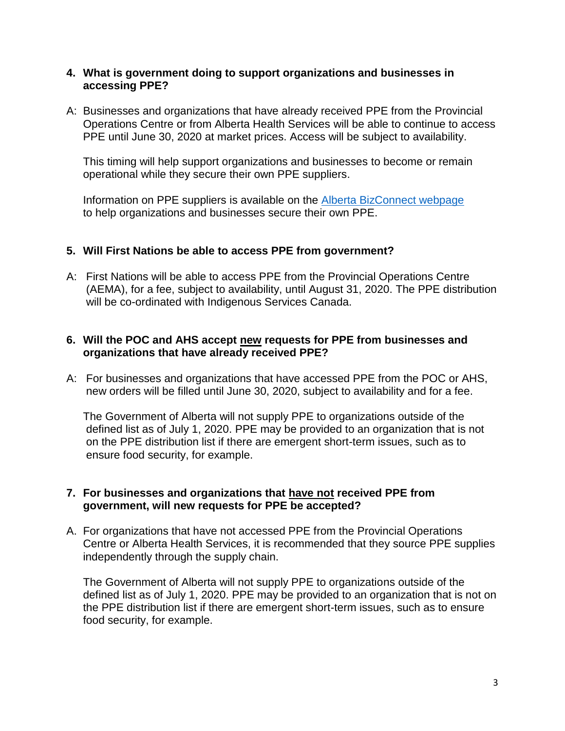**4. What is government doing to support organizations and businesses in accessing PPE?**

A: Businesses and organizations that have already received PPE from the Provincial Operations Centre or from Alberta Health Services will be able to continue to access PPE until June 30, 2020 at market prices. Access will be subject to availability.

This timing will help support organizations and businesses to become or remain operational while they secure their own PPE suppliers.

Information on PPE suppliers is available on the [Alberta BizConnect webpage](#) to help organizations and businesses secure their own PPE.

**5. Will First Nations be able to access PPE from government?**

A: First Nations will be able to access PPE from the Provincial Operations Centre (AEMA), for a fee, subject to availability, until August 31, 2020. The PPE distribution will be co-ordinated with Indigenous Services Canada.

**6. Will the POC and AHS accept <u>new</u> requests for PPE from businesses and organizations that have already received PPE?**

A: For businesses and organizations that have accessed PPE from the POC or AHS, new orders will be filled until June 30, 2020, subject to availability and for a fee.

The Government of Alberta will not supply PPE to organizations outside of the defined list as of July 1, 2020. PPE may be provided to an organization that is not on the PPE distribution list if there are emergent short-term issues, such as to ensure food security, for example.

**7. For businesses and organizations that <u>have not</u> received PPE from government, will new requests for PPE be accepted?**

A. For organizations that have not accessed PPE from the Provincial Operations Centre or Alberta Health Services, it is recommended that they source PPE supplies independently through the supply chain.

The Government of Alberta will not supply PPE to organizations outside of the defined list as of July 1, 2020. PPE may be provided to an organization that is not on the PPE distribution list if there are emergent short-term issues, such as to ensure food security, for example.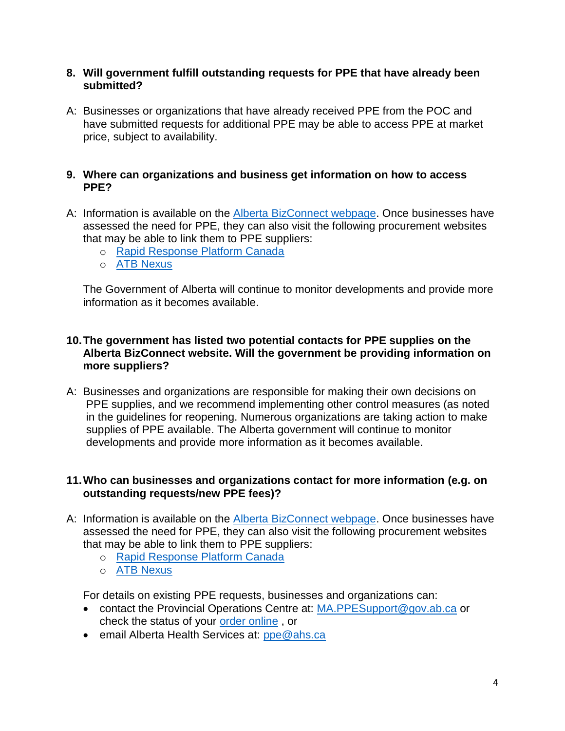8. **Will government fulfill outstanding requests for PPE that have already been submitted?**

A: Businesses or organizations that have already received PPE from the POC and have submitted requests for additional PPE may be able to access PPE at market price, subject to availability.

9. **Where can organizations and business get information on how to access PPE?**

A: Information is available on the Alberta BizConnect webpage. Once businesses have assessed the need for PPE, they can also visit the following procurement websites that may be able to link them to PPE suppliers:
   - Rapid Response Platform Canada
   - ATB Nexus

   The Government of Alberta will continue to monitor developments and provide more information as it becomes available.

10. **The government has listed two potential contacts for PPE supplies on the Alberta BizConnect website. Will the government be providing information on more suppliers?**

A: Businesses and organizations are responsible for making their own decisions on PPE supplies, and we recommend implementing other control measures (as noted in the guidelines for reopening. Numerous organizations are taking action to make supplies of PPE available. The Alberta government will continue to monitor developments and provide more information as it becomes available.

11. **Who can businesses and organizations contact for more information (e.g. on outstanding requests/new PPE fees)?**

A: Information is available on the Alberta BizConnect webpage. Once businesses have assessed the need for PPE, they can also visit the following procurement websites that may be able to link them to PPE suppliers:
   - Rapid Response Platform Canada
   - ATB Nexus

   For details on existing PPE requests, businesses and organizations can:
   - contact the Provincial Operations Centre at: MA.PPESupport@gov.ab.ca or check the status of your order online , or
   - email Alberta Health Services at: ppe@ahs.ca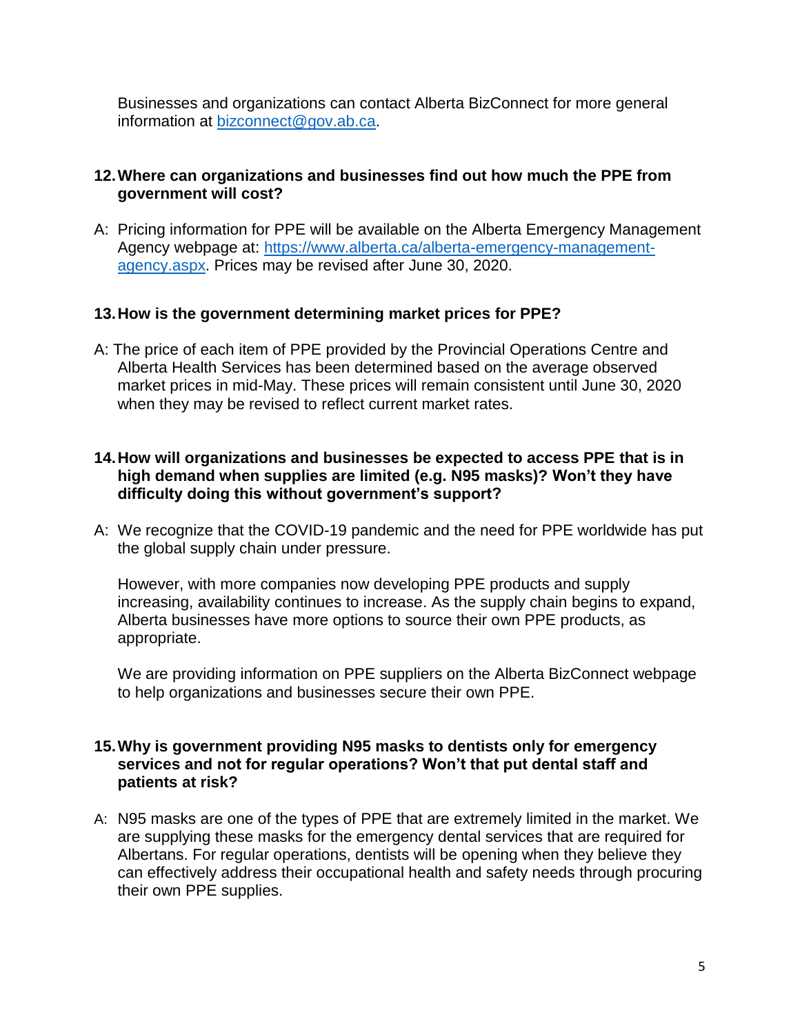Businesses and organizations can contact Alberta BizConnect for more general information at [bizconnect@gov.ab.ca](mailto:bizconnect@gov.ab.ca).

**12. Where can organizations and businesses find out how much the PPE from government will cost?**

A: Pricing information for PPE will be available on the Alberta Emergency Management Agency webpage at: [https://www.alberta.ca/alberta-emergency-management-agency.aspx](https://www.alberta.ca/alberta-emergency-management-agency.aspx). Prices may be revised after June 30, 2020.

**13. How is the government determining market prices for PPE?**

A: The price of each item of PPE provided by the Provincial Operations Centre and Alberta Health Services has been determined based on the average observed market prices in mid-May. These prices will remain consistent until June 30, 2020 when they may be revised to reflect current market rates.

**14. How will organizations and businesses be expected to access PPE that is in high demand when supplies are limited (e.g. N95 masks)? Won't they have difficulty doing this without government's support?**

A: We recognize that the COVID-19 pandemic and the need for PPE worldwide has put the global supply chain under pressure.

However, with more companies now developing PPE products and supply increasing, availability continues to increase. As the supply chain begins to expand, Alberta businesses have more options to source their own PPE products, as appropriate.

We are providing information on PPE suppliers on the Alberta BizConnect webpage to help organizations and businesses secure their own PPE.

**15. Why is government providing N95 masks to dentists only for emergency services and not for regular operations? Won't that put dental staff and patients at risk?**

A: N95 masks are one of the types of PPE that are extremely limited in the market. We are supplying these masks for the emergency dental services that are required for Albertans. For regular operations, dentists will be opening when they believe they can effectively address their occupational health and safety needs through procuring their own PPE supplies.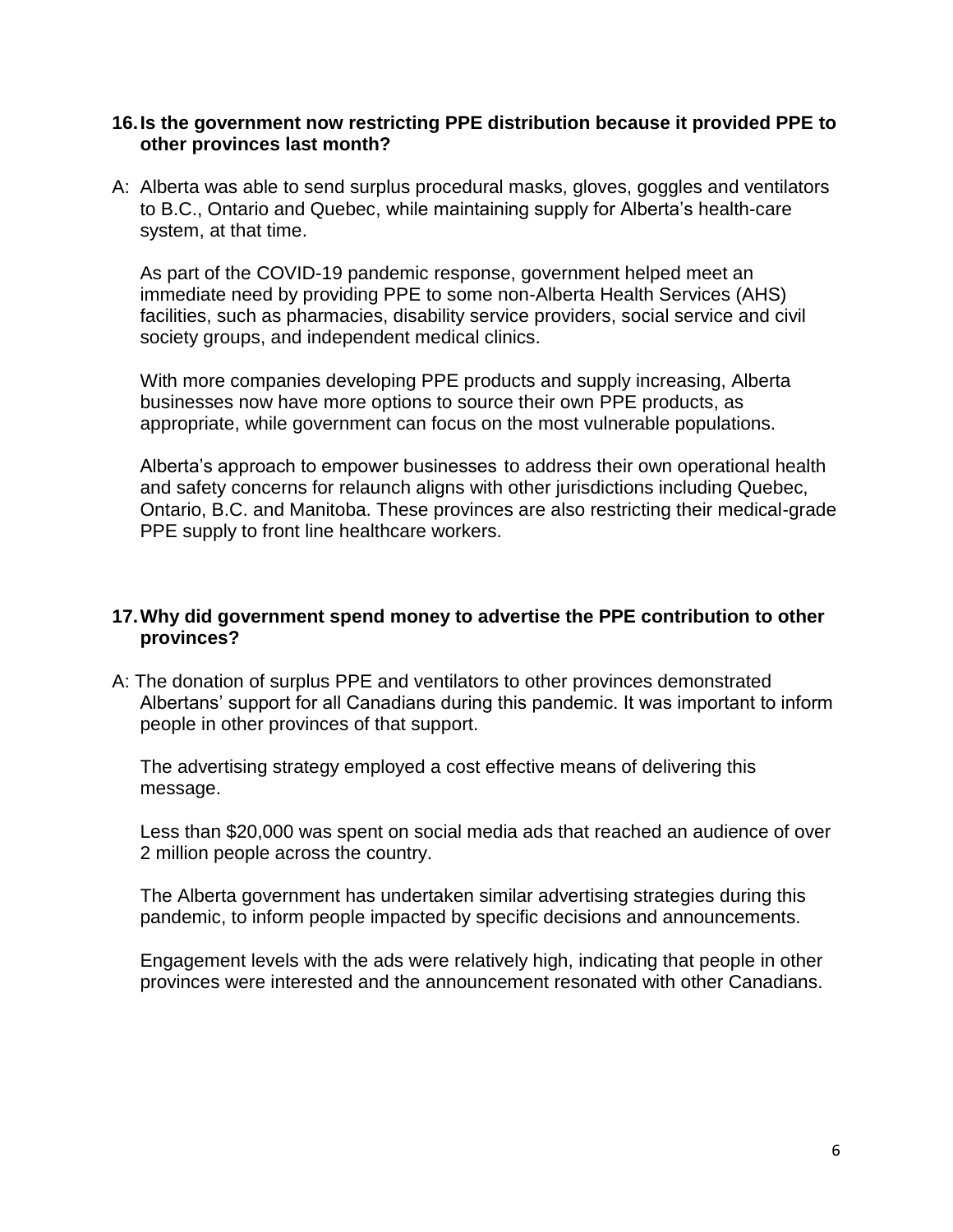**16. Is the government now restricting PPE distribution because it provided PPE to other provinces last month?**

A: Alberta was able to send surplus procedural masks, gloves, goggles and ventilators to B.C., Ontario and Quebec, while maintaining supply for Alberta's health-care system, at that time.

As part of the COVID-19 pandemic response, government helped meet an immediate need by providing PPE to some non-Alberta Health Services (AHS) facilities, such as pharmacies, disability service providers, social service and civil society groups, and independent medical clinics.

With more companies developing PPE products and supply increasing, Alberta businesses now have more options to source their own PPE products, as appropriate, while government can focus on the most vulnerable populations.

Alberta's approach to empower businesses to address their own operational health and safety concerns for relaunch aligns with other jurisdictions including Quebec, Ontario, B.C. and Manitoba. These provinces are also restricting their medical-grade PPE supply to front line healthcare workers.

**17. Why did government spend money to advertise the PPE contribution to other provinces?**

A: The donation of surplus PPE and ventilators to other provinces demonstrated Albertans' support for all Canadians during this pandemic. It was important to inform people in other provinces of that support.

The advertising strategy employed a cost effective means of delivering this message.

Less than $20,000 was spent on social media ads that reached an audience of over 2 million people across the country.

The Alberta government has undertaken similar advertising strategies during this pandemic, to inform people impacted by specific decisions and announcements.

Engagement levels with the ads were relatively high, indicating that people in other provinces were interested and the announcement resonated with other Canadians.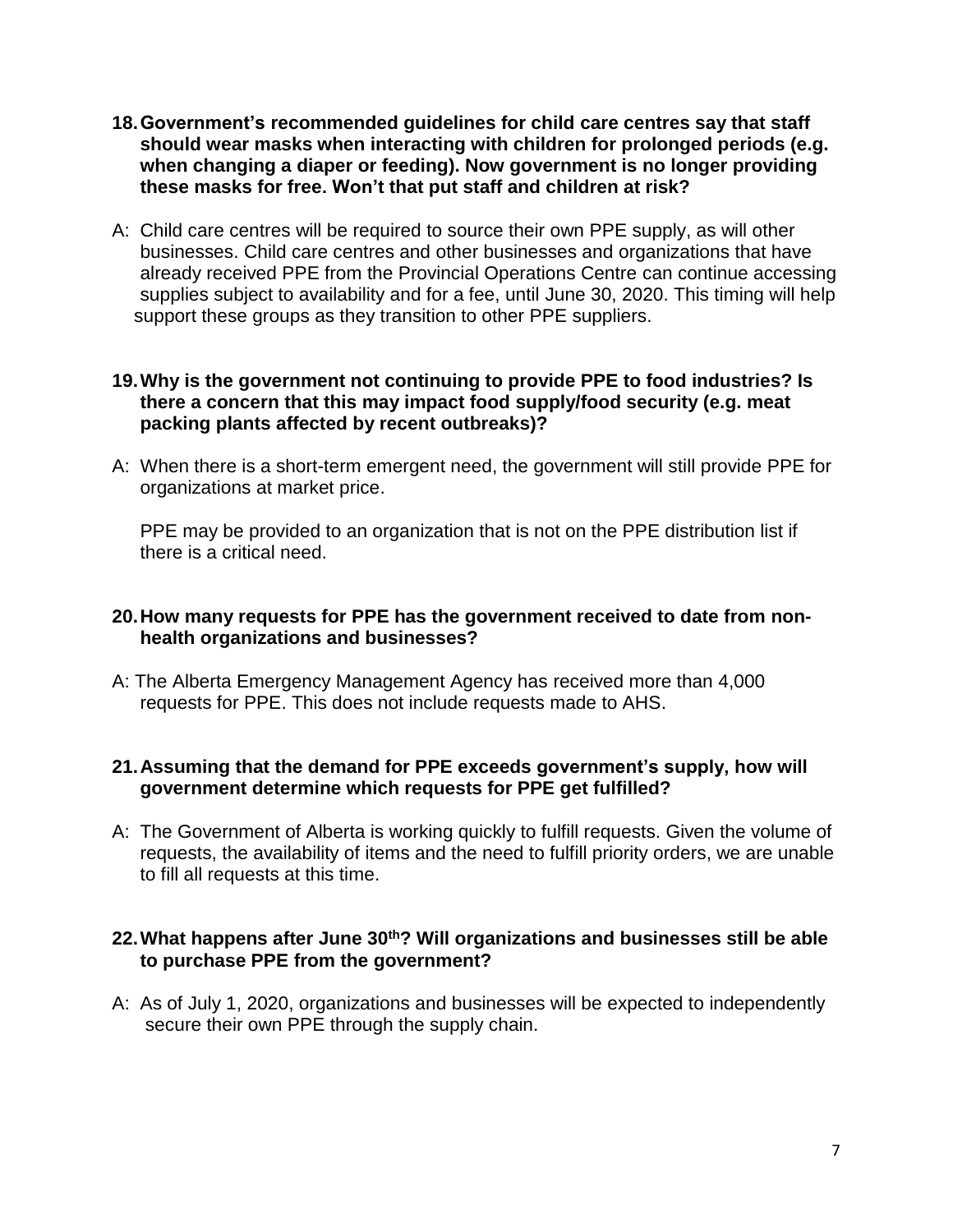**18. Government's recommended guidelines for child care centres say that staff should wear masks when interacting with children for prolonged periods (e.g. when changing a diaper or feeding). Now government is no longer providing these masks for free. Won't that put staff and children at risk?**

A: Child care centres will be required to source their own PPE supply, as will other businesses. Child care centres and other businesses and organizations that have already received PPE from the Provincial Operations Centre can continue accessing supplies subject to availability and for a fee, until June 30, 2020. This timing will help support these groups as they transition to other PPE suppliers.

**19. Why is the government not continuing to provide PPE to food industries? Is there a concern that this may impact food supply/food security (e.g. meat packing plants affected by recent outbreaks)?**

A: When there is a short-term emergent need, the government will still provide PPE for organizations at market price.

PPE may be provided to an organization that is not on the PPE distribution list if there is a critical need.

**20. How many requests for PPE has the government received to date from non-health organizations and businesses?**

A: The Alberta Emergency Management Agency has received more than 4,000 requests for PPE. This does not include requests made to AHS.

**21. Assuming that the demand for PPE exceeds government's supply, how will government determine which requests for PPE get fulfilled?**

A: The Government of Alberta is working quickly to fulfill requests. Given the volume of requests, the availability of items and the need to fulfill priority orders, we are unable to fill all requests at this time.

**22. What happens after June 30th? Will organizations and businesses still be able to purchase PPE from the government?**

A: As of July 1, 2020, organizations and businesses will be expected to independently secure their own PPE through the supply chain.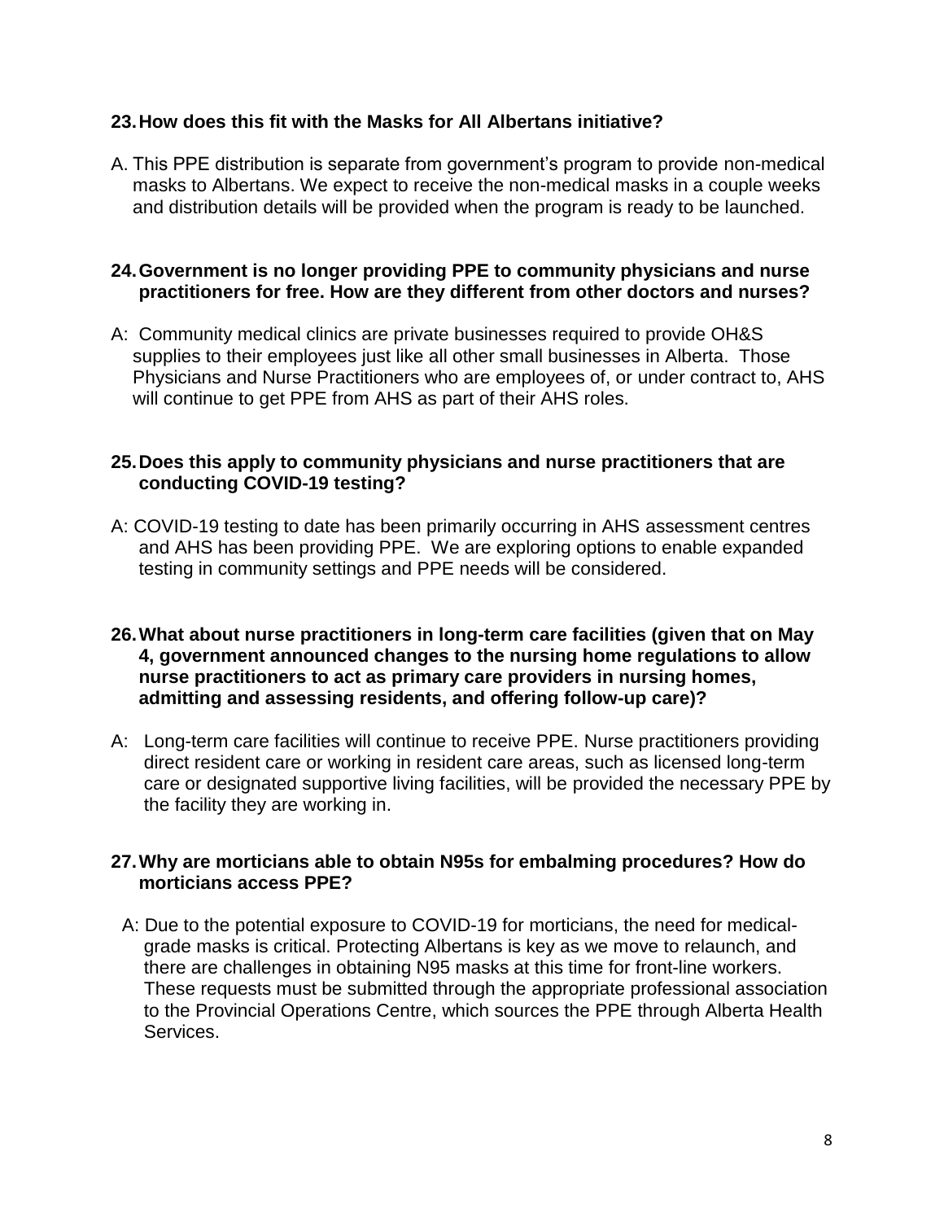**23. How does this fit with the Masks for All Albertans initiative?**

A. This PPE distribution is separate from government's program to provide non-medical masks to Albertans. We expect to receive the non-medical masks in a couple weeks and distribution details will be provided when the program is ready to be launched.

**24. Government is no longer providing PPE to community physicians and nurse practitioners for free. How are they different from other doctors and nurses?**

A: Community medical clinics are private businesses required to provide OH&S supplies to their employees just like all other small businesses in Alberta. Those Physicians and Nurse Practitioners who are employees of, or under contract to, AHS will continue to get PPE from AHS as part of their AHS roles.

**25. Does this apply to community physicians and nurse practitioners that are conducting COVID-19 testing?**

A: COVID-19 testing to date has been primarily occurring in AHS assessment centres and AHS has been providing PPE. We are exploring options to enable expanded testing in community settings and PPE needs will be considered.

**26. What about nurse practitioners in long-term care facilities (given that on May 4, government announced changes to the nursing home regulations to allow nurse practitioners to act as primary care providers in nursing homes, admitting and assessing residents, and offering follow-up care)?**

A: Long-term care facilities will continue to receive PPE. Nurse practitioners providing direct resident care or working in resident care areas, such as licensed long-term care or designated supportive living facilities, will be provided the necessary PPE by the facility they are working in.

**27. Why are morticians able to obtain N95s for embalming procedures? How do morticians access PPE?**

A: Due to the potential exposure to COVID-19 for morticians, the need for medical-grade masks is critical. Protecting Albertans is key as we move to relaunch, and there are challenges in obtaining N95 masks at this time for front-line workers. These requests must be submitted through the appropriate professional association to the Provincial Operations Centre, which sources the PPE through Alberta Health Services.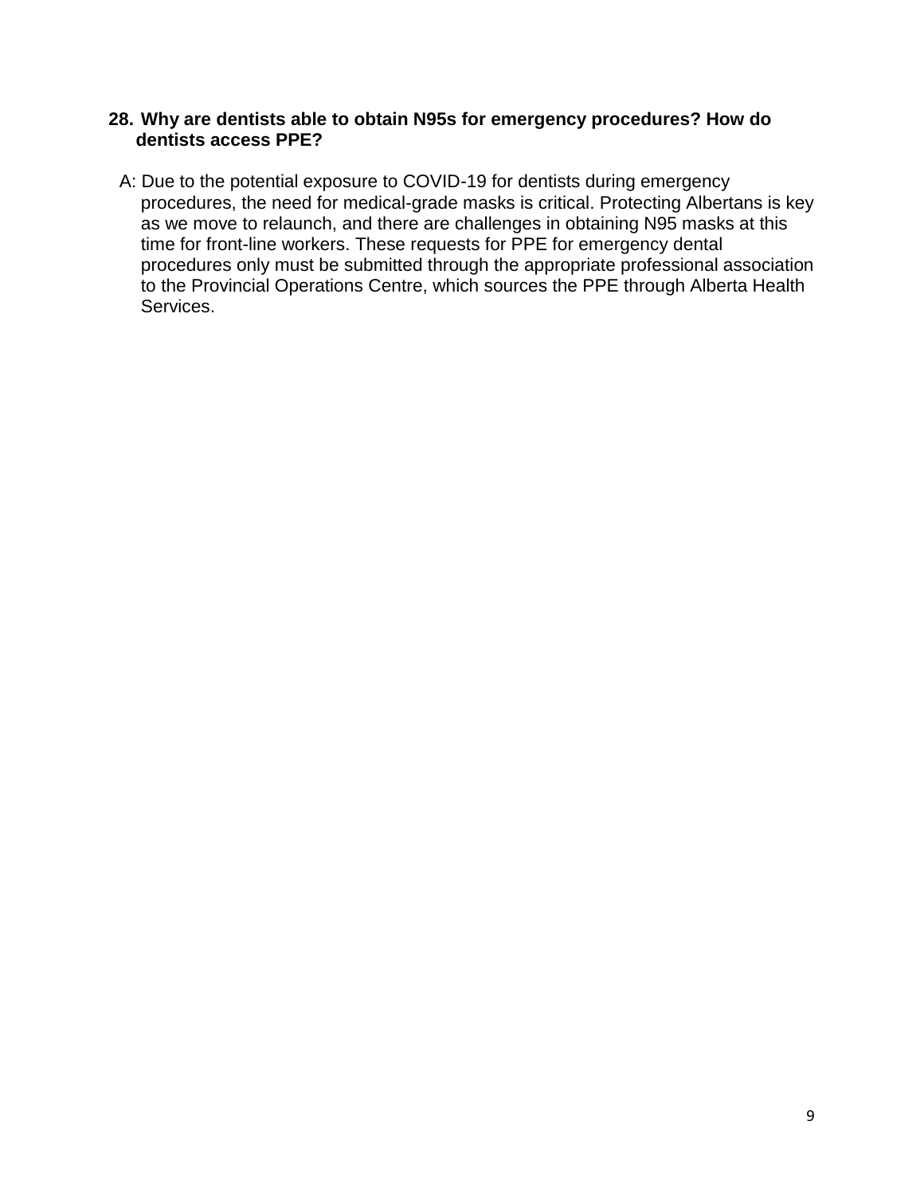**28. Why are dentists able to obtain N95s for emergency procedures? How do dentists access PPE?**

A: Due to the potential exposure to COVID-19 for dentists during emergency procedures, the need for medical-grade masks is critical. Protecting Albertans is key as we move to relaunch, and there are challenges in obtaining N95 masks at this time for front-line workers. These requests for PPE for emergency dental procedures only must be submitted through the appropriate professional association to the Provincial Operations Centre, which sources the PPE through Alberta Health Services.